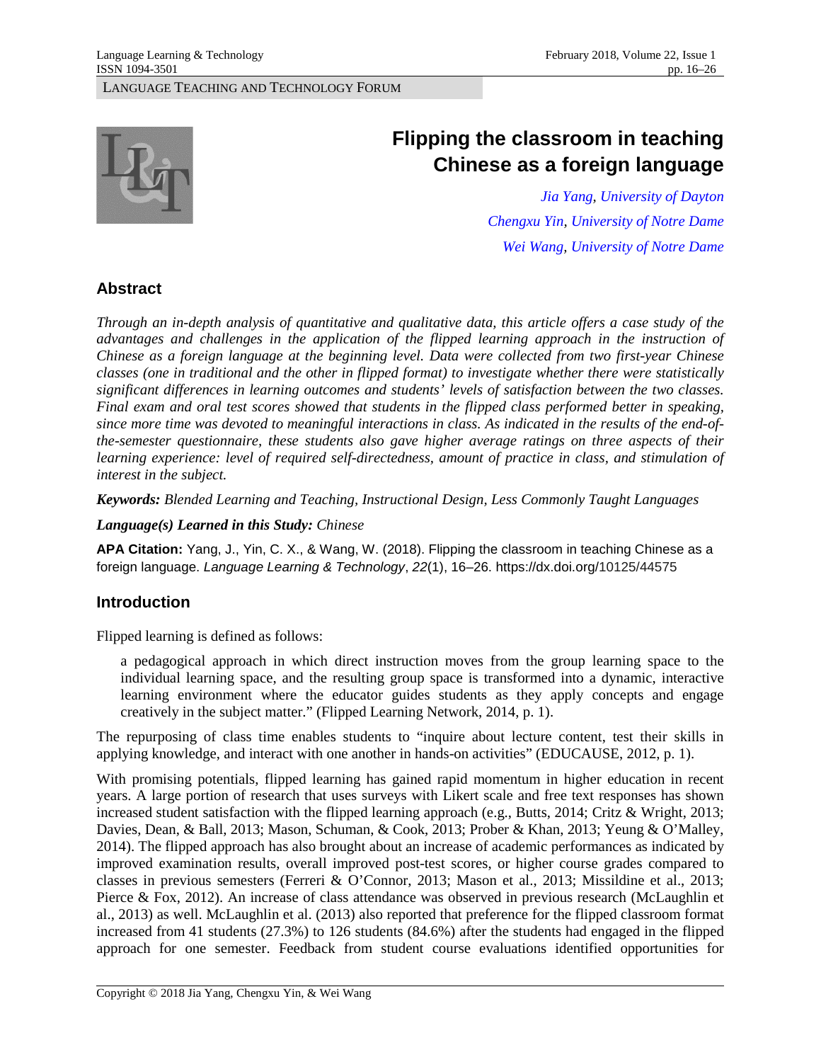LANGUAGE TEACHING AND TECHNOLOGY FORUM

# Flipping the classroom in teaching Chinese as a foreign language

*Jia Yang, University of Dayton*
*Chengxu Yin, University of Notre Dame*
*Wei Wang, University of Notre Dame*

## Abstract

*Through an in-depth analysis of quantitative and qualitative data, this article offers a case study of the advantages and challenges in the application of the flipped learning approach in the instruction of Chinese as a foreign language at the beginning level. Data were collected from two first-year Chinese classes (one in traditional and the other in flipped format) to investigate whether there were statistically significant differences in learning outcomes and students' levels of satisfaction between the two classes. Final exam and oral test scores showed that students in the flipped class performed better in speaking, since more time was devoted to meaningful interactions in class. As indicated in the results of the end-of-the-semester questionnaire, these students also gave higher average ratings on three aspects of their learning experience: level of required self-directedness, amount of practice in class, and stimulation of interest in the subject.*

***Keywords:*** *Blended Learning and Teaching, Instructional Design, Less Commonly Taught Languages*

***Language(s) Learned in this Study:*** *Chinese*

**APA Citation:** Yang, J., Yin, C. X., & Wang, W. (2018). Flipping the classroom in teaching Chinese as a foreign language. *Language Learning & Technology*, *22*(1), 16–26. https://dx.doi.org/10125/44575

## Introduction

Flipped learning is defined as follows:

> a pedagogical approach in which direct instruction moves from the group learning space to the individual learning space, and the resulting group space is transformed into a dynamic, interactive learning environment where the educator guides students as they apply concepts and engage creatively in the subject matter." (Flipped Learning Network, 2014, p. 1).

The repurposing of class time enables students to "inquire about lecture content, test their skills in applying knowledge, and interact with one another in hands-on activities" (EDUCAUSE, 2012, p. 1).

With promising potentials, flipped learning has gained rapid momentum in higher education in recent years. A large portion of research that uses surveys with Likert scale and free text responses has shown increased student satisfaction with the flipped learning approach (e.g., Butts, 2014; Critz & Wright, 2013; Davies, Dean, & Ball, 2013; Mason, Schuman, & Cook, 2013; Prober & Khan, 2013; Yeung & O'Malley, 2014). The flipped approach has also brought about an increase of academic performances as indicated by improved examination results, overall improved post-test scores, or higher course grades compared to classes in previous semesters (Ferreri & O'Connor, 2013; Mason et al., 2013; Missildine et al., 2013; Pierce & Fox, 2012). An increase of class attendance was observed in previous research (McLaughlin et al., 2013) as well. McLaughlin et al. (2013) also reported that preference for the flipped classroom format increased from 41 students (27.3%) to 126 students (84.6%) after the students had engaged in the flipped approach for one semester. Feedback from student course evaluations identified opportunities for

Copyright © 2018 Jia Yang, Chengxu Yin, & Wei Wang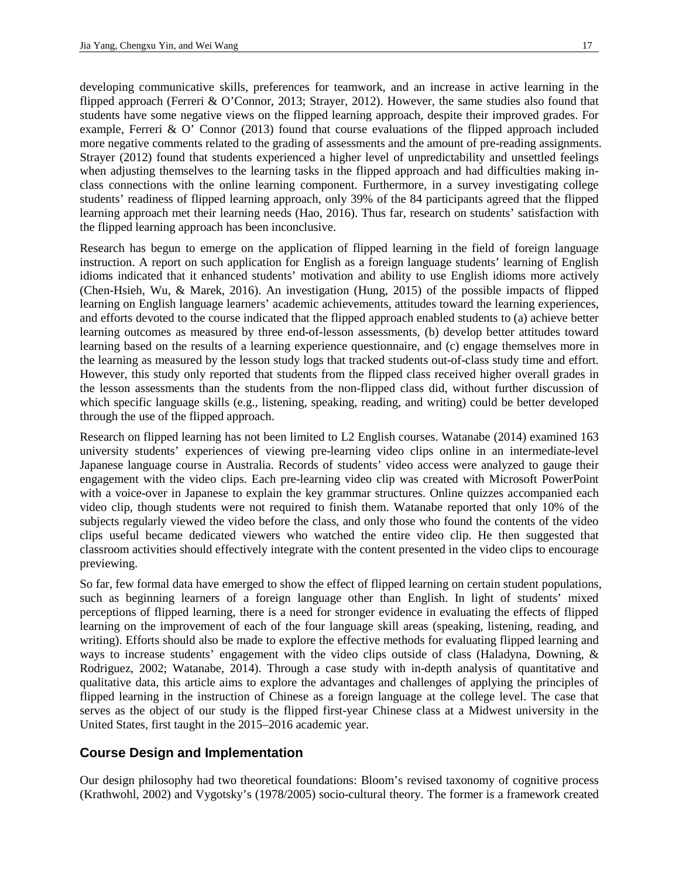developing communicative skills, preferences for teamwork, and an increase in active learning in the flipped approach (Ferreri & O'Connor, 2013; Strayer, 2012). However, the same studies also found that students have some negative views on the flipped learning approach, despite their improved grades. For example, Ferreri & O' Connor (2013) found that course evaluations of the flipped approach included more negative comments related to the grading of assessments and the amount of pre-reading assignments. Strayer (2012) found that students experienced a higher level of unpredictability and unsettled feelings when adjusting themselves to the learning tasks in the flipped approach and had difficulties making in-class connections with the online learning component. Furthermore, in a survey investigating college students' readiness of flipped learning approach, only 39% of the 84 participants agreed that the flipped learning approach met their learning needs (Hao, 2016). Thus far, research on students' satisfaction with the flipped learning approach has been inconclusive.

Research has begun to emerge on the application of flipped learning in the field of foreign language instruction. A report on such application for English as a foreign language students' learning of English idioms indicated that it enhanced students' motivation and ability to use English idioms more actively (Chen-Hsieh, Wu, & Marek, 2016). An investigation (Hung, 2015) of the possible impacts of flipped learning on English language learners' academic achievements, attitudes toward the learning experiences, and efforts devoted to the course indicated that the flipped approach enabled students to (a) achieve better learning outcomes as measured by three end-of-lesson assessments, (b) develop better attitudes toward learning based on the results of a learning experience questionnaire, and (c) engage themselves more in the learning as measured by the lesson study logs that tracked students out-of-class study time and effort. However, this study only reported that students from the flipped class received higher overall grades in the lesson assessments than the students from the non-flipped class did, without further discussion of which specific language skills (e.g., listening, speaking, reading, and writing) could be better developed through the use of the flipped approach.

Research on flipped learning has not been limited to L2 English courses. Watanabe (2014) examined 163 university students' experiences of viewing pre-learning video clips online in an intermediate-level Japanese language course in Australia. Records of students' video access were analyzed to gauge their engagement with the video clips. Each pre-learning video clip was created with Microsoft PowerPoint with a voice-over in Japanese to explain the key grammar structures. Online quizzes accompanied each video clip, though students were not required to finish them. Watanabe reported that only 10% of the subjects regularly viewed the video before the class, and only those who found the contents of the video clips useful became dedicated viewers who watched the entire video clip. He then suggested that classroom activities should effectively integrate with the content presented in the video clips to encourage previewing.

So far, few formal data have emerged to show the effect of flipped learning on certain student populations, such as beginning learners of a foreign language other than English. In light of students' mixed perceptions of flipped learning, there is a need for stronger evidence in evaluating the effects of flipped learning on the improvement of each of the four language skill areas (speaking, listening, reading, and writing). Efforts should also be made to explore the effective methods for evaluating flipped learning and ways to increase students' engagement with the video clips outside of class (Haladyna, Downing, & Rodriguez, 2002; Watanabe, 2014). Through a case study with in-depth analysis of quantitative and qualitative data, this article aims to explore the advantages and challenges of applying the principles of flipped learning in the instruction of Chinese as a foreign language at the college level. The case that serves as the object of our study is the flipped first-year Chinese class at a Midwest university in the United States, first taught in the 2015–2016 academic year.

## Course Design and Implementation

Our design philosophy had two theoretical foundations: Bloom's revised taxonomy of cognitive process (Krathwohl, 2002) and Vygotsky's (1978/2005) socio-cultural theory. The former is a framework created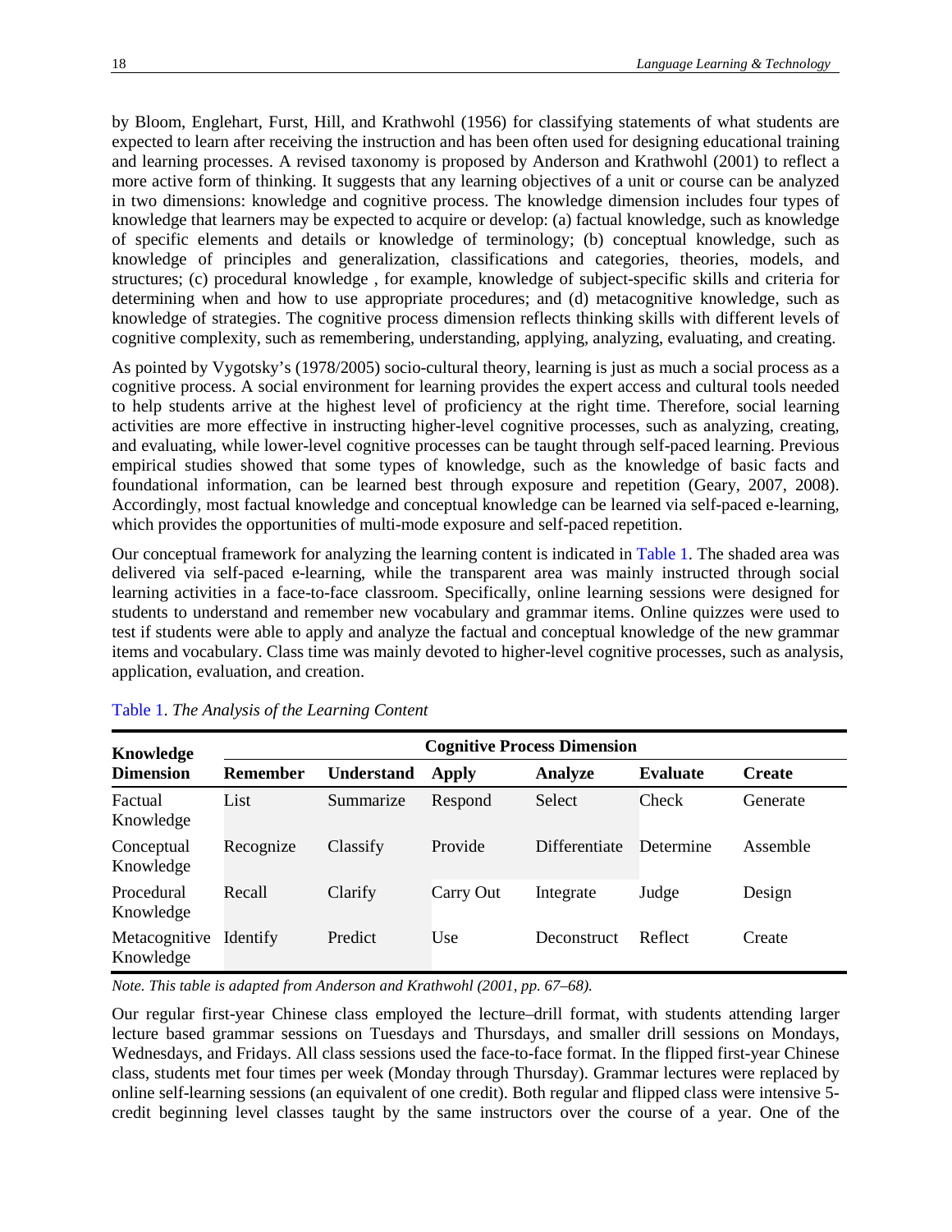by Bloom, Englehart, Furst, Hill, and Krathwohl (1956) for classifying statements of what students are expected to learn after receiving the instruction and has been often used for designing educational training and learning processes. A revised taxonomy is proposed by Anderson and Krathwohl (2001) to reflect a more active form of thinking. It suggests that any learning objectives of a unit or course can be analyzed in two dimensions: knowledge and cognitive process. The knowledge dimension includes four types of knowledge that learners may be expected to acquire or develop: (a) factual knowledge, such as knowledge of specific elements and details or knowledge of terminology; (b) conceptual knowledge, such as knowledge of principles and generalization, classifications and categories, theories, models, and structures; (c) procedural knowledge , for example, knowledge of subject-specific skills and criteria for determining when and how to use appropriate procedures; and (d) metacognitive knowledge, such as knowledge of strategies. The cognitive process dimension reflects thinking skills with different levels of cognitive complexity, such as remembering, understanding, applying, analyzing, evaluating, and creating.

As pointed by Vygotsky's (1978/2005) socio-cultural theory, learning is just as much a social process as a cognitive process. A social environment for learning provides the expert access and cultural tools needed to help students arrive at the highest level of proficiency at the right time. Therefore, social learning activities are more effective in instructing higher-level cognitive processes, such as analyzing, creating, and evaluating, while lower-level cognitive processes can be taught through self-paced learning. Previous empirical studies showed that some types of knowledge, such as the knowledge of basic facts and foundational information, can be learned best through exposure and repetition (Geary, 2007, 2008). Accordingly, most factual knowledge and conceptual knowledge can be learned via self-paced e-learning, which provides the opportunities of multi-mode exposure and self-paced repetition.

Our conceptual framework for analyzing the learning content is indicated in Table 1. The shaded area was delivered via self-paced e-learning, while the transparent area was mainly instructed through social learning activities in a face-to-face classroom. Specifically, online learning sessions were designed for students to understand and remember new vocabulary and grammar items. Online quizzes were used to test if students were able to apply and analyze the factual and conceptual knowledge of the new grammar items and vocabulary. Class time was mainly devoted to higher-level cognitive processes, such as analysis, application, evaluation, and creation.

Table 1. *The Analysis of the Learning Content*

| **Knowledge Dimension** | **Cognitive Process Dimension** | | | | | |
|---|---|---|---|---|---|---|
| | **Remember** | **Understand** | **Apply** | **Analyze** | **Evaluate** | **Create** |
| Factual Knowledge | List | Summarize | Respond | Select | Check | Generate |
| Conceptual Knowledge | Recognize | Classify | Provide | Differentiate | Determine | Assemble |
| Procedural Knowledge | Recall | Clarify | Carry Out | Integrate | Judge | Design |
| Metacognitive Knowledge | Identify | Predict | Use | Deconstruct | Reflect | Create |

*Note. This table is adapted from Anderson and Krathwohl (2001, pp. 67–68).*

Our regular first-year Chinese class employed the lecture–drill format, with students attending larger lecture based grammar sessions on Tuesdays and Thursdays, and smaller drill sessions on Mondays, Wednesdays, and Fridays. All class sessions used the face-to-face format. In the flipped first-year Chinese class, students met four times per week (Monday through Thursday). Grammar lectures were replaced by online self-learning sessions (an equivalent of one credit). Both regular and flipped class were intensive 5-credit beginning level classes taught by the same instructors over the course of a year. One of the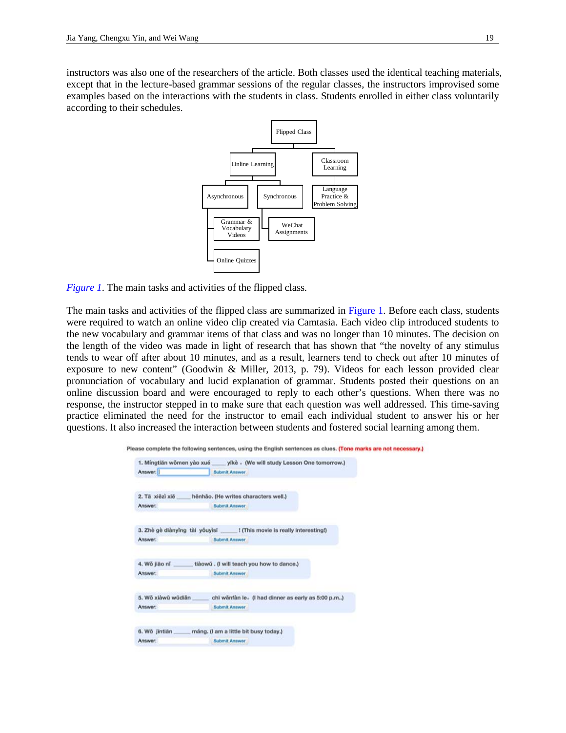instructors was also one of the researchers of the article. Both classes used the identical teaching materials, except that in the lecture-based grammar sessions of the regular classes, the instructors improvised some examples based on the interactions with the students in class. Students enrolled in either class voluntarily according to their schedules.

Flipped Class
- Online Learning
  - Asynchronous
    - Grammar & Vocabulary Videos
    - Online Quizzes
  - Synchronous
    - WeChat Assignments
- Classroom Learning
  - Language Practice & Problem Solving

*Figure 1*. The main tasks and activities of the flipped class.

The main tasks and activities of the flipped class are summarized in Figure 1. Before each class, students were required to watch an online video clip created via Camtasia. Each video clip introduced students to the new vocabulary and grammar items of that class and was no longer than 10 minutes. The decision on the length of the video was made in light of research that has shown that "the novelty of any stimulus tends to wear off after about 10 minutes, and as a result, learners tend to check out after 10 minutes of exposure to new content" (Goodwin & Miller, 2013, p. 79). Videos for each lesson provided clear pronunciation of vocabulary and lucid explanation of grammar. Students posted their questions on an online discussion board and were encouraged to reply to each other's questions. When there was no response, the instructor stepped in to make sure that each question was well addressed. This time-saving practice eliminated the need for the instructor to email each individual student to answer his or her questions. It also increased the interaction between students and fostered social learning among them.

Please complete the following sentences, using the English sentences as clues. (Tone marks are not necessary.)

1. Míngtiān wǒmen yào xué ____ yīkè 。 (We will study Lesson One tomorrow.)
Answer: Submit Answer

2. Tā xiězì xiě ____ hěnhǎo. (He writes characters well.)
Answer: Submit Answer

3. Zhè gè diànyǐng tài yǒuyìsī ____ ! (This movie is really interesting!)
Answer: Submit Answer

4. Wǒ jiāo nǐ ____ tiàowǔ . (I will teach you how to dance.)
Answer: Submit Answer

5. Wǒ xiàwǔ wǔdiǎn ____ chī wǎnfàn le。 (I had dinner as early as 5:00 p.m.)
Answer: Submit Answer

6. Wǒ jīntiān ____ máng. (I am a little bit busy today.)
Answer: Submit Answer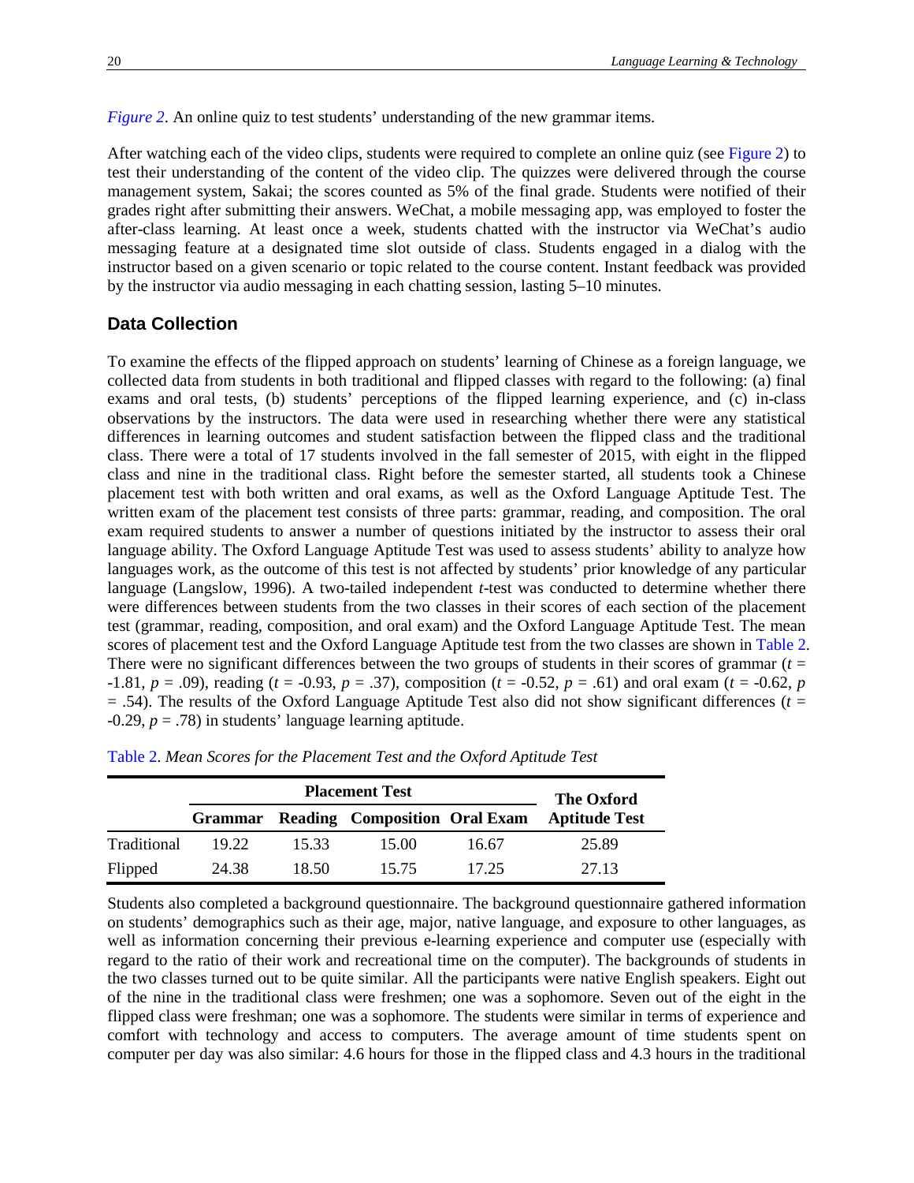*Figure 2*. An online quiz to test students' understanding of the new grammar items.

After watching each of the video clips, students were required to complete an online quiz (see Figure 2) to test their understanding of the content of the video clip. The quizzes were delivered through the course management system, Sakai; the scores counted as 5% of the final grade. Students were notified of their grades right after submitting their answers. WeChat, a mobile messaging app, was employed to foster the after-class learning. At least once a week, students chatted with the instructor via WeChat's audio messaging feature at a designated time slot outside of class. Students engaged in a dialog with the instructor based on a given scenario or topic related to the course content. Instant feedback was provided by the instructor via audio messaging in each chatting session, lasting 5–10 minutes.

## Data Collection

To examine the effects of the flipped approach on students' learning of Chinese as a foreign language, we collected data from students in both traditional and flipped classes with regard to the following: (a) final exams and oral tests, (b) students' perceptions of the flipped learning experience, and (c) in-class observations by the instructors. The data were used in researching whether there were any statistical differences in learning outcomes and student satisfaction between the flipped class and the traditional class. There were a total of 17 students involved in the fall semester of 2015, with eight in the flipped class and nine in the traditional class. Right before the semester started, all students took a Chinese placement test with both written and oral exams, as well as the Oxford Language Aptitude Test. The written exam of the placement test consists of three parts: grammar, reading, and composition. The oral exam required students to answer a number of questions initiated by the instructor to assess their oral language ability. The Oxford Language Aptitude Test was used to assess students' ability to analyze how languages work, as the outcome of this test is not affected by students' prior knowledge of any particular language (Langslow, 1996). A two-tailed independent *t*-test was conducted to determine whether there were differences between students from the two classes in their scores of each section of the placement test (grammar, reading, composition, and oral exam) and the Oxford Language Aptitude Test. The mean scores of placement test and the Oxford Language Aptitude test from the two classes are shown in Table 2. There were no significant differences between the two groups of students in their scores of grammar ($t$ = -1.81, $p$ = .09), reading ($t$ = -0.93, $p$ = .37), composition ($t$ = -0.52, $p$ = .61) and oral exam ($t$ = -0.62, $p$ = .54). The results of the Oxford Language Aptitude Test also did not show significant differences ($t$ = -0.29, $p$ = .78) in students' language learning aptitude.

Table 2. *Mean Scores for the Placement Test and the Oxford Aptitude Test*

| | Placement Test | | | | The Oxford Aptitude Test |
|---|---|---|---|---|---|
| | Grammar | Reading | Composition | Oral Exam | |
| Traditional | 19.22 | 15.33 | 15.00 | 16.67 | 25.89 |
| Flipped | 24.38 | 18.50 | 15.75 | 17.25 | 27.13 |

Students also completed a background questionnaire. The background questionnaire gathered information on students' demographics such as their age, major, native language, and exposure to other languages, as well as information concerning their previous e-learning experience and computer use (especially with regard to the ratio of their work and recreational time on the computer). The backgrounds of students in the two classes turned out to be quite similar. All the participants were native English speakers. Eight out of the nine in the traditional class were freshmen; one was a sophomore. Seven out of the eight in the flipped class were freshman; one was a sophomore. The students were similar in terms of experience and comfort with technology and access to computers. The average amount of time students spent on computer per day was also similar: 4.6 hours for those in the flipped class and 4.3 hours in the traditional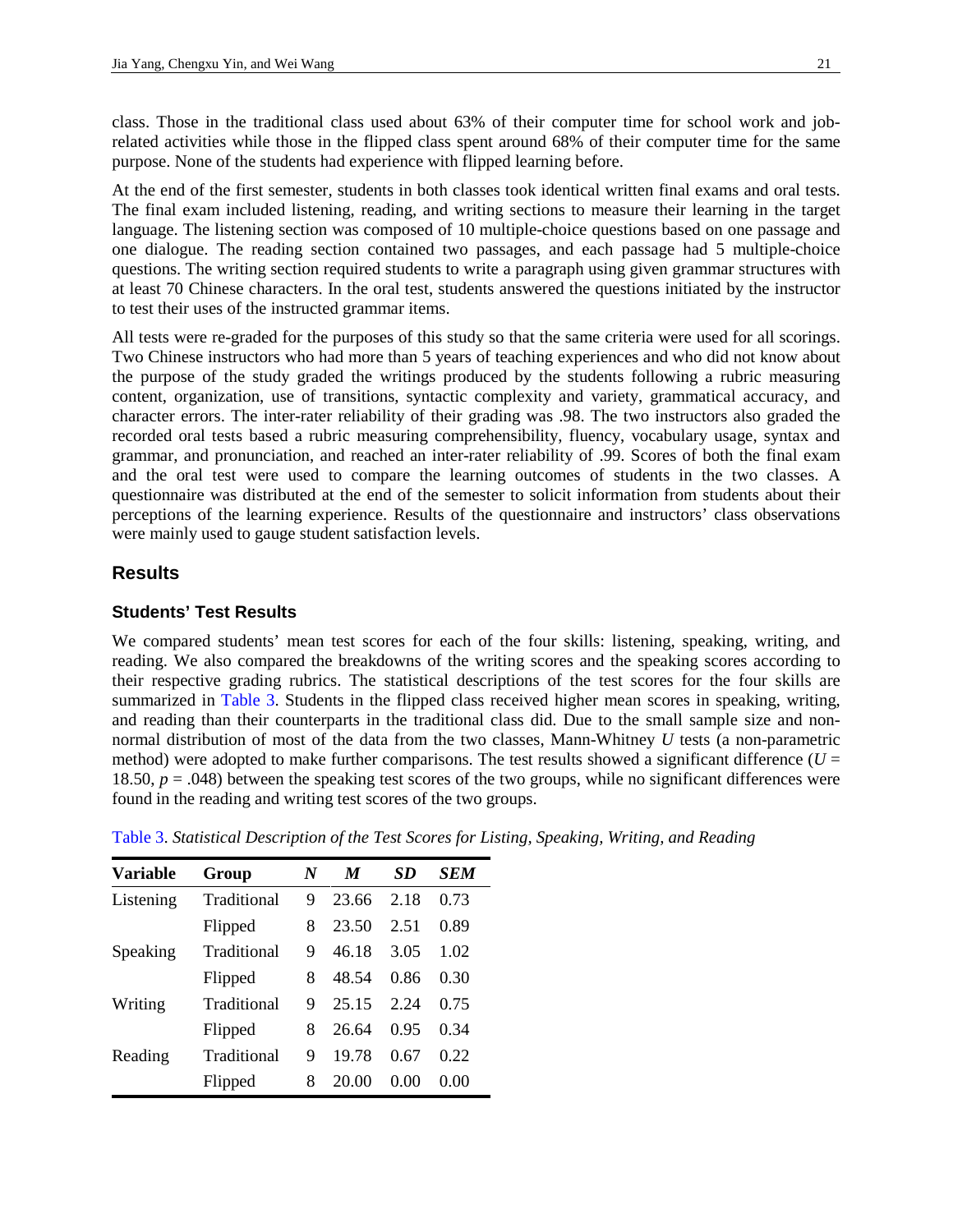class. Those in the traditional class used about 63% of their computer time for school work and job-related activities while those in the flipped class spent around 68% of their computer time for the same purpose. None of the students had experience with flipped learning before.

At the end of the first semester, students in both classes took identical written final exams and oral tests. The final exam included listening, reading, and writing sections to measure their learning in the target language. The listening section was composed of 10 multiple-choice questions based on one passage and one dialogue. The reading section contained two passages, and each passage had 5 multiple-choice questions. The writing section required students to write a paragraph using given grammar structures with at least 70 Chinese characters. In the oral test, students answered the questions initiated by the instructor to test their uses of the instructed grammar items.

All tests were re-graded for the purposes of this study so that the same criteria were used for all scorings. Two Chinese instructors who had more than 5 years of teaching experiences and who did not know about the purpose of the study graded the writings produced by the students following a rubric measuring content, organization, use of transitions, syntactic complexity and variety, grammatical accuracy, and character errors. The inter-rater reliability of their grading was .98. The two instructors also graded the recorded oral tests based a rubric measuring comprehensibility, fluency, vocabulary usage, syntax and grammar, and pronunciation, and reached an inter-rater reliability of .99. Scores of both the final exam and the oral test were used to compare the learning outcomes of students in the two classes. A questionnaire was distributed at the end of the semester to solicit information from students about their perceptions of the learning experience. Results of the questionnaire and instructors' class observations were mainly used to gauge student satisfaction levels.

## Results

### Students' Test Results

We compared students' mean test scores for each of the four skills: listening, speaking, writing, and reading. We also compared the breakdowns of the writing scores and the speaking scores according to their respective grading rubrics. The statistical descriptions of the test scores for the four skills are summarized in Table 3. Students in the flipped class received higher mean scores in speaking, writing, and reading than their counterparts in the traditional class did. Due to the small sample size and non-normal distribution of most of the data from the two classes, Mann-Whitney *U* tests (a non-parametric method) were adopted to make further comparisons. The test results showed a significant difference ($U$ = 18.50, $p$ = .048) between the speaking test scores of the two groups, while no significant differences were found in the reading and writing test scores of the two groups.

Table 3. *Statistical Description of the Test Scores for Listing, Speaking, Writing, and Reading*

| Variable | Group | *N* | *M* | *SD* | *SEM* |
|---|---|---|---|---|---|
| Listening | Traditional | 9 | 23.66 | 2.18 | 0.73 |
| | Flipped | 8 | 23.50 | 2.51 | 0.89 |
| Speaking | Traditional | 9 | 46.18 | 3.05 | 1.02 |
| | Flipped | 8 | 48.54 | 0.86 | 0.30 |
| Writing | Traditional | 9 | 25.15 | 2.24 | 0.75 |
| | Flipped | 8 | 26.64 | 0.95 | 0.34 |
| Reading | Traditional | 9 | 19.78 | 0.67 | 0.22 |
| | Flipped | 8 | 20.00 | 0.00 | 0.00 |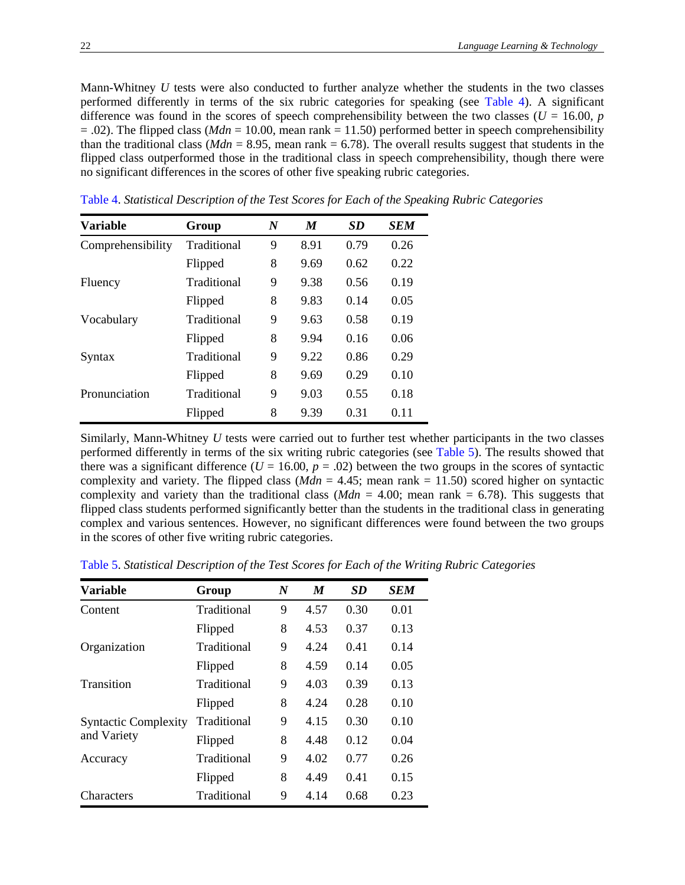Mann-Whitney *U* tests were also conducted to further analyze whether the students in the two classes performed differently in terms of the six rubric categories for speaking (see Table 4). A significant difference was found in the scores of speech comprehensibility between the two classes ($U$ = 16.00, $p$ = .02). The flipped class (*Mdn* = 10.00, mean rank = 11.50) performed better in speech comprehensibility than the traditional class (*Mdn* = 8.95, mean rank = 6.78). The overall results suggest that students in the flipped class outperformed those in the traditional class in speech comprehensibility, though there were no significant differences in the scores of other five speaking rubric categories.

Table 4. *Statistical Description of the Test Scores for Each of the Speaking Rubric Categories*

| Variable | Group | *N* | *M* | *SD* | *SEM* |
|---|---|---|---|---|---|
| Comprehensibility | Traditional | 9 | 8.91 | 0.79 | 0.26 |
| | Flipped | 8 | 9.69 | 0.62 | 0.22 |
| Fluency | Traditional | 9 | 9.38 | 0.56 | 0.19 |
| | Flipped | 8 | 9.83 | 0.14 | 0.05 |
| Vocabulary | Traditional | 9 | 9.63 | 0.58 | 0.19 |
| | Flipped | 8 | 9.94 | 0.16 | 0.06 |
| Syntax | Traditional | 9 | 9.22 | 0.86 | 0.29 |
| | Flipped | 8 | 9.69 | 0.29 | 0.10 |
| Pronunciation | Traditional | 9 | 9.03 | 0.55 | 0.18 |
| | Flipped | 8 | 9.39 | 0.31 | 0.11 |

Similarly, Mann-Whitney *U* tests were carried out to further test whether participants in the two classes performed differently in terms of the six writing rubric categories (see Table 5). The results showed that there was a significant difference ($U$ = 16.00, $p$ = .02) between the two groups in the scores of syntactic complexity and variety. The flipped class (*Mdn* = 4.45; mean rank = 11.50) scored higher on syntactic complexity and variety than the traditional class (*Mdn* = 4.00; mean rank = 6.78). This suggests that flipped class students performed significantly better than the students in the traditional class in generating complex and various sentences. However, no significant differences were found between the two groups in the scores of other five writing rubric categories.

Table 5. *Statistical Description of the Test Scores for Each of the Writing Rubric Categories*

| Variable | Group | *N* | *M* | *SD* | *SEM* |
|---|---|---|---|---|---|
| Content | Traditional | 9 | 4.57 | 0.30 | 0.01 |
| | Flipped | 8 | 4.53 | 0.37 | 0.13 |
| Organization | Traditional | 9 | 4.24 | 0.41 | 0.14 |
| | Flipped | 8 | 4.59 | 0.14 | 0.05 |
| Transition | Traditional | 9 | 4.03 | 0.39 | 0.13 |
| | Flipped | 8 | 4.24 | 0.28 | 0.10 |
| Syntactic Complexity and Variety | Traditional | 9 | 4.15 | 0.30 | 0.10 |
| | Flipped | 8 | 4.48 | 0.12 | 0.04 |
| Accuracy | Traditional | 9 | 4.02 | 0.77 | 0.26 |
| | Flipped | 8 | 4.49 | 0.41 | 0.15 |
| Characters | Traditional | 9 | 4.14 | 0.68 | 0.23 |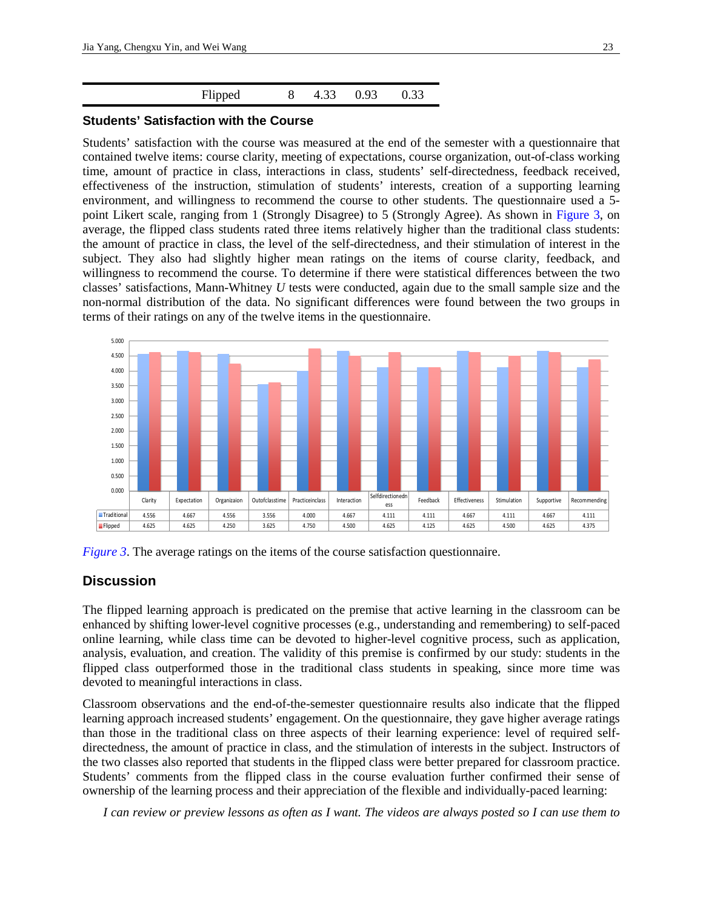| Flipped | 8 | 4.33 | 0.93 | 0.33 |
|---|---|---|---|---|

### Students' Satisfaction with the Course

Students' satisfaction with the course was measured at the end of the semester with a questionnaire that contained twelve items: course clarity, meeting of expectations, course organization, out-of-class working time, amount of practice in class, interactions in class, students' self-directedness, feedback received, effectiveness of the instruction, stimulation of students' interests, creation of a supporting learning environment, and willingness to recommend the course to other students. The questionnaire used a 5-point Likert scale, ranging from 1 (Strongly Disagree) to 5 (Strongly Agree). As shown in Figure 3, on average, the flipped class students rated three items relatively higher than the traditional class students: the amount of practice in class, the level of the self-directedness, and their stimulation of interest in the subject. They also had slightly higher mean ratings on the items of course clarity, feedback, and willingness to recommend the course. To determine if there were statistical differences between the two classes' satisfactions, Mann-Whitney *U* tests were conducted, again due to the small sample size and the non-normal distribution of the data. No significant differences were found between the two groups in terms of their ratings on any of the twelve items in the questionnaire.

| | Clarity | Expectation | Organizaion | Outofclasstime | Practiceinclass | Interaction | Selfdirectionedness | Feedback | Effectiveness | Stimulation | Supportive | Recommending |
|---|---|---|---|---|---|---|---|---|---|---|---|---|
| Traditional | 4.556 | 4.667 | 4.556 | 3.556 | 4.000 | 4.667 | 4.111 | 4.111 | 4.667 | 4.111 | 4.667 | 4.111 |
| Flipped | 4.625 | 4.625 | 4.250 | 3.625 | 4.750 | 4.500 | 4.625 | 4.125 | 4.625 | 4.500 | 4.625 | 4.375 |

*Figure 3*. The average ratings on the items of the course satisfaction questionnaire.

## Discussion

The flipped learning approach is predicated on the premise that active learning in the classroom can be enhanced by shifting lower-level cognitive processes (e.g., understanding and remembering) to self-paced online learning, while class time can be devoted to higher-level cognitive process, such as application, analysis, evaluation, and creation. The validity of this premise is confirmed by our study: students in the flipped class outperformed those in the traditional class students in speaking, since more time was devoted to meaningful interactions in class.

Classroom observations and the end-of-the-semester questionnaire results also indicate that the flipped learning approach increased students' engagement. On the questionnaire, they gave higher average ratings than those in the traditional class on three aspects of their learning experience: level of required self-directedness, the amount of practice in class, and the stimulation of interests in the subject. Instructors of the two classes also reported that students in the flipped class were better prepared for classroom practice. Students' comments from the flipped class in the course evaluation further confirmed their sense of ownership of the learning process and their appreciation of the flexible and individually-paced learning:

*I can review or preview lessons as often as I want. The videos are always posted so I can use them to*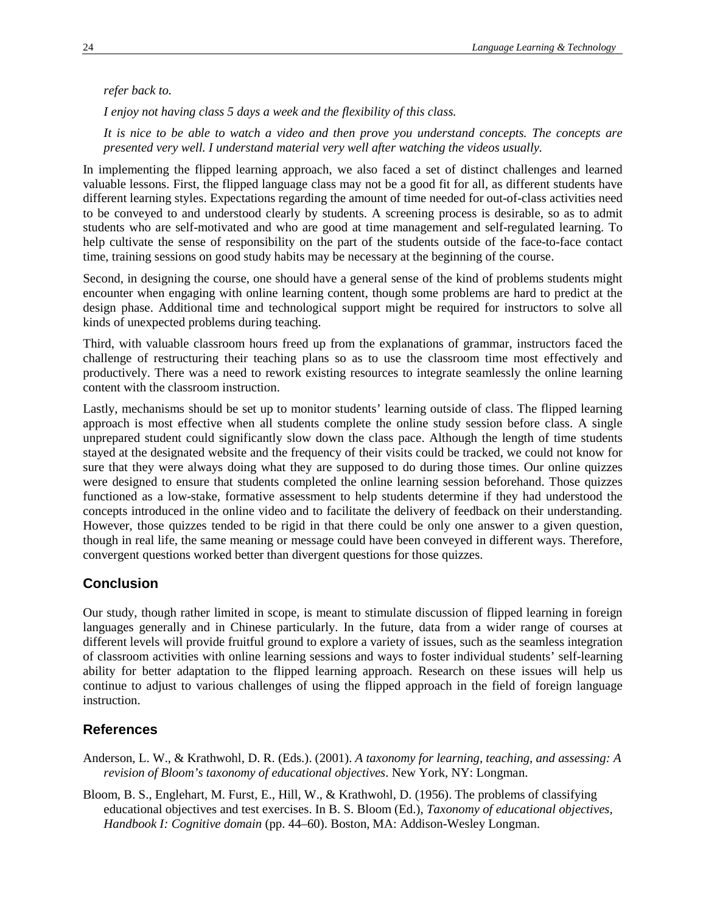*refer back to.*

*I enjoy not having class 5 days a week and the flexibility of this class.*

*It is nice to be able to watch a video and then prove you understand concepts. The concepts are presented very well. I understand material very well after watching the videos usually.*

In implementing the flipped learning approach, we also faced a set of distinct challenges and learned valuable lessons. First, the flipped language class may not be a good fit for all, as different students have different learning styles. Expectations regarding the amount of time needed for out-of-class activities need to be conveyed to and understood clearly by students. A screening process is desirable, so as to admit students who are self-motivated and who are good at time management and self-regulated learning. To help cultivate the sense of responsibility on the part of the students outside of the face-to-face contact time, training sessions on good study habits may be necessary at the beginning of the course.

Second, in designing the course, one should have a general sense of the kind of problems students might encounter when engaging with online learning content, though some problems are hard to predict at the design phase. Additional time and technological support might be required for instructors to solve all kinds of unexpected problems during teaching.

Third, with valuable classroom hours freed up from the explanations of grammar, instructors faced the challenge of restructuring their teaching plans so as to use the classroom time most effectively and productively. There was a need to rework existing resources to integrate seamlessly the online learning content with the classroom instruction.

Lastly, mechanisms should be set up to monitor students' learning outside of class. The flipped learning approach is most effective when all students complete the online study session before class. A single unprepared student could significantly slow down the class pace. Although the length of time students stayed at the designated website and the frequency of their visits could be tracked, we could not know for sure that they were always doing what they are supposed to do during those times. Our online quizzes were designed to ensure that students completed the online learning session beforehand. Those quizzes functioned as a low-stake, formative assessment to help students determine if they had understood the concepts introduced in the online video and to facilitate the delivery of feedback on their understanding. However, those quizzes tended to be rigid in that there could be only one answer to a given question, though in real life, the same meaning or message could have been conveyed in different ways. Therefore, convergent questions worked better than divergent questions for those quizzes.

## Conclusion

Our study, though rather limited in scope, is meant to stimulate discussion of flipped learning in foreign languages generally and in Chinese particularly. In the future, data from a wider range of courses at different levels will provide fruitful ground to explore a variety of issues, such as the seamless integration of classroom activities with online learning sessions and ways to foster individual students' self-learning ability for better adaptation to the flipped learning approach. Research on these issues will help us continue to adjust to various challenges of using the flipped approach in the field of foreign language instruction.

## References

Anderson, L. W., & Krathwohl, D. R. (Eds.). (2001). *A taxonomy for learning, teaching, and assessing: A revision of Bloom's taxonomy of educational objectives*. New York, NY: Longman.

Bloom, B. S., Englehart, M. Furst, E., Hill, W., & Krathwohl, D. (1956). The problems of classifying educational objectives and test exercises. In B. S. Bloom (Ed.), *Taxonomy of educational objectives, Handbook I: Cognitive domain* (pp. 44–60). Boston, MA: Addison-Wesley Longman.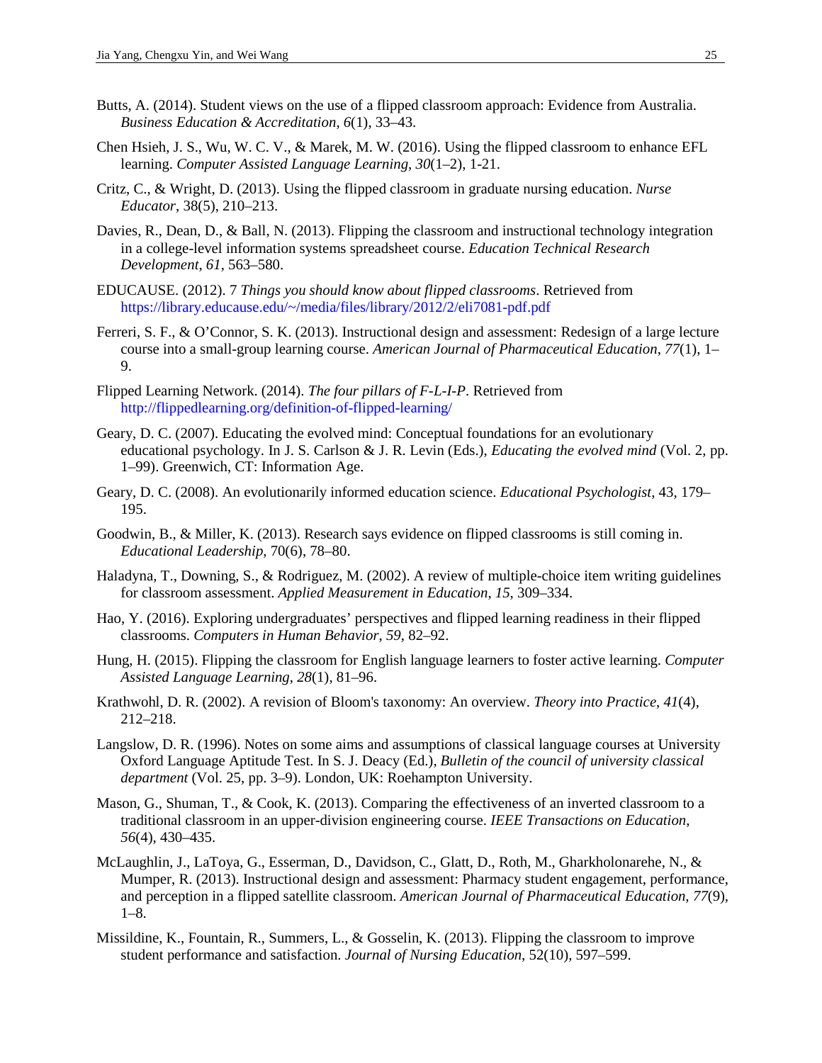Butts, A. (2014). Student views on the use of a flipped classroom approach: Evidence from Australia. *Business Education & Accreditation*, *6*(1), 33–43.

Chen Hsieh, J. S., Wu, W. C. V., & Marek, M. W. (2016). Using the flipped classroom to enhance EFL learning. *Computer Assisted Language Learning*, *30*(1–2), 1-21.

Critz, C., & Wright, D. (2013). Using the flipped classroom in graduate nursing education. *Nurse Educator*, 38(5), 210–213.

Davies, R., Dean, D., & Ball, N. (2013). Flipping the classroom and instructional technology integration in a college-level information systems spreadsheet course. *Education Technical Research Development*, *61*, 563–580.

EDUCAUSE. (2012). 7 *Things you should know about flipped classrooms*. Retrieved from https://library.educause.edu/~/media/files/library/2012/2/eli7081-pdf.pdf

Ferreri, S. F., & O'Connor, S. K. (2013). Instructional design and assessment: Redesign of a large lecture course into a small-group learning course. *American Journal of Pharmaceutical Education*, *77*(1), 1–9.

Flipped Learning Network. (2014). *The four pillars of F-L-I-P*. Retrieved from http://flippedlearning.org/definition-of-flipped-learning/

Geary, D. C. (2007). Educating the evolved mind: Conceptual foundations for an evolutionary educational psychology. In J. S. Carlson & J. R. Levin (Eds.), *Educating the evolved mind* (Vol. 2, pp. 1–99). Greenwich, CT: Information Age.

Geary, D. C. (2008). An evolutionarily informed education science. *Educational Psychologist*, 43, 179–195.

Goodwin, B., & Miller, K. (2013). Research says evidence on flipped classrooms is still coming in. *Educational Leadership*, 70(6), 78–80.

Haladyna, T., Downing, S., & Rodriguez, M. (2002). A review of multiple-choice item writing guidelines for classroom assessment. *Applied Measurement in Education*, *15*, 309–334.

Hao, Y. (2016). Exploring undergraduates' perspectives and flipped learning readiness in their flipped classrooms. *Computers in Human Behavior*, *59*, 82–92.

Hung, H. (2015). Flipping the classroom for English language learners to foster active learning. *Computer Assisted Language Learning*, *28*(1), 81–96.

Krathwohl, D. R. (2002). A revision of Bloom's taxonomy: An overview. *Theory into Practice*, *41*(4), 212–218.

Langslow, D. R. (1996). Notes on some aims and assumptions of classical language courses at University Oxford Language Aptitude Test. In S. J. Deacy (Ed.), *Bulletin of the council of university classical department* (Vol. 25, pp. 3–9). London, UK: Roehampton University.

Mason, G., Shuman, T., & Cook, K. (2013). Comparing the effectiveness of an inverted classroom to a traditional classroom in an upper-division engineering course. *IEEE Transactions on Education*, *56*(4), 430–435.

McLaughlin, J., LaToya, G., Esserman, D., Davidson, C., Glatt, D., Roth, M., Gharkholonarehe, N., & Mumper, R. (2013). Instructional design and assessment: Pharmacy student engagement, performance, and perception in a flipped satellite classroom. *American Journal of Pharmaceutical Education*, *77*(9), 1–8.

Missildine, K., Fountain, R., Summers, L., & Gosselin, K. (2013). Flipping the classroom to improve student performance and satisfaction. *Journal of Nursing Education*, 52(10), 597–599.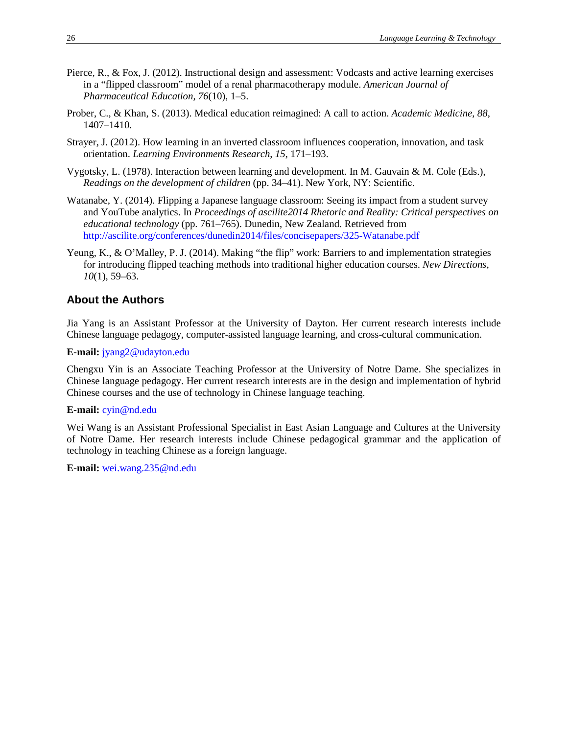Pierce, R., & Fox, J. (2012). Instructional design and assessment: Vodcasts and active learning exercises in a "flipped classroom" model of a renal pharmacotherapy module. *American Journal of Pharmaceutical Education*, *76*(10), 1–5.

Prober, C., & Khan, S. (2013). Medical education reimagined: A call to action. *Academic Medicine*, *88*, 1407–1410.

Strayer, J. (2012). How learning in an inverted classroom influences cooperation, innovation, and task orientation. *Learning Environments Research*, *15*, 171–193.

Vygotsky, L. (1978). Interaction between learning and development. In M. Gauvain & M. Cole (Eds.), *Readings on the development of children* (pp. 34–41). New York, NY: Scientific.

Watanabe, Y. (2014). Flipping a Japanese language classroom: Seeing its impact from a student survey and YouTube analytics. In *Proceedings of ascilite2014 Rhetoric and Reality: Critical perspectives on educational technology* (pp. 761–765). Dunedin, New Zealand. Retrieved from http://ascilite.org/conferences/dunedin2014/files/concisepapers/325-Watanabe.pdf

Yeung, K., & O'Malley, P. J. (2014). Making "the flip" work: Barriers to and implementation strategies for introducing flipped teaching methods into traditional higher education courses. *New Directions*, *10*(1), 59–63.

## About the Authors

Jia Yang is an Assistant Professor at the University of Dayton. Her current research interests include Chinese language pedagogy, computer-assisted language learning, and cross-cultural communication.

**E-mail:** jyang2@udayton.edu

Chengxu Yin is an Associate Teaching Professor at the University of Notre Dame. She specializes in Chinese language pedagogy. Her current research interests are in the design and implementation of hybrid Chinese courses and the use of technology in Chinese language teaching.

**E-mail:** cyin@nd.edu

Wei Wang is an Assistant Professional Specialist in East Asian Language and Cultures at the University of Notre Dame. Her research interests include Chinese pedagogical grammar and the application of technology in teaching Chinese as a foreign language.

**E-mail:** wei.wang.235@nd.edu